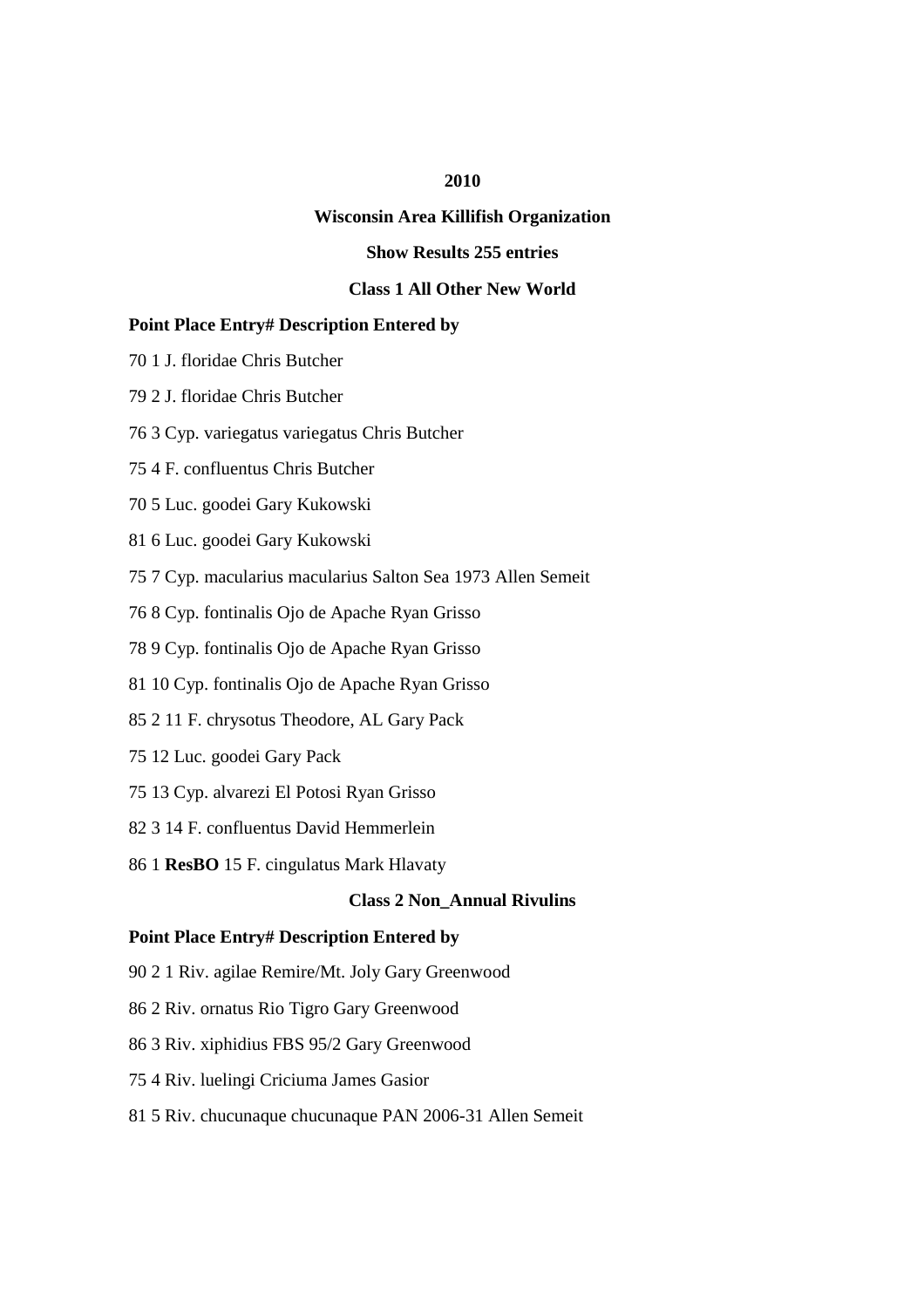**2010**

**Wisconsin Area Killifish Organization**

**Show Results 255 entries**

**Class 1 All Other New World**

**Point Place Entry# Description Entered by**

70 1 J. floridae Chris Butcher

79 2 J. floridae Chris Butcher

76 3 Cyp. variegatus variegatus Chris Butcher

75 4 F. confluentus Chris Butcher

70 5 Luc. goodei Gary Kukowski

81 6 Luc. goodei Gary Kukowski

75 7 Cyp. macularius macularius Salton Sea 1973 Allen Semeit

76 8 Cyp. fontinalis Ojo de Apache Ryan Grisso

78 9 Cyp. fontinalis Ojo de Apache Ryan Grisso

81 10 Cyp. fontinalis Ojo de Apache Ryan Grisso

85 2 11 F. chrysotus Theodore, AL Gary Pack

75 12 Luc. goodei Gary Pack

75 13 Cyp. alvarezi El Potosi Ryan Grisso

82 3 14 F. confluentus David Hemmerlein

86 1 **ResBO** 15 F. cingulatus Mark Hlavaty

**Class 2 Non_Annual Rivulins**

**Point Place Entry# Description Entered by**

90 2 1 Riv. agilae Remire/Mt. Joly Gary Greenwood

86 2 Riv. ornatus Rio Tigro Gary Greenwood

86 3 Riv. xiphidius FBS 95/2 Gary Greenwood

75 4 Riv. luelingi Criciuma James Gasior

81 5 Riv. chucunaque chucunaque PAN 2006-31 Allen Semeit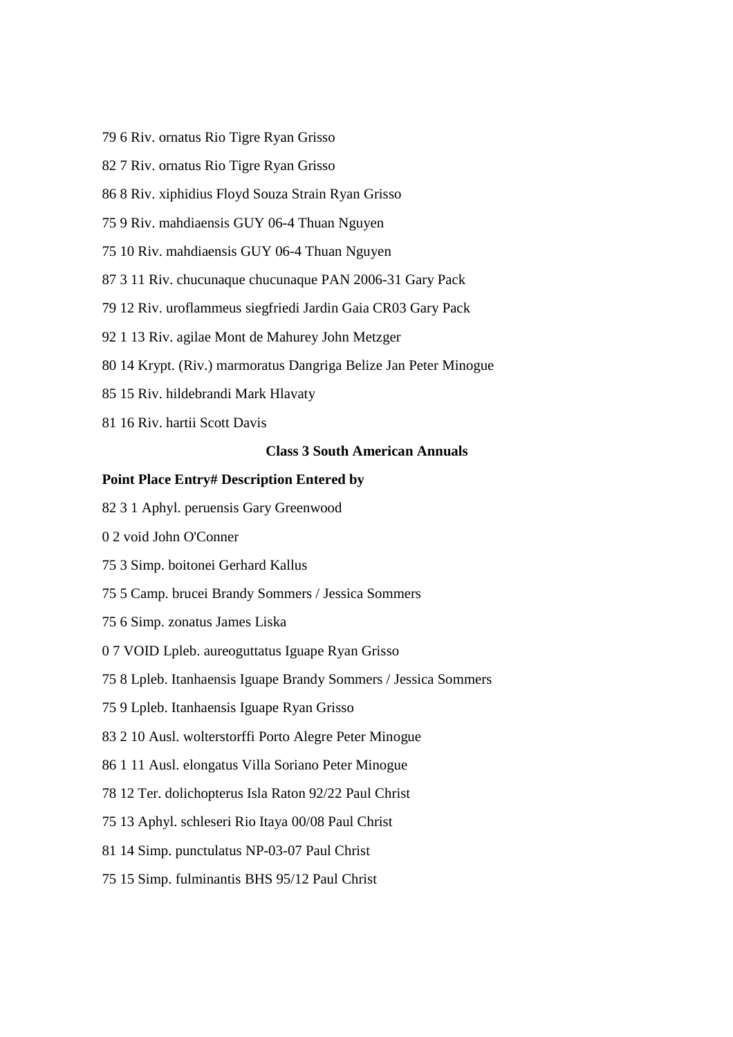79 6 Riv. ornatus Rio Tigre Ryan Grisso

82 7 Riv. ornatus Rio Tigre Ryan Grisso

86 8 Riv. xiphidius Floyd Souza Strain Ryan Grisso

75 9 Riv. mahdiaensis GUY 06-4 Thuan Nguyen

75 10 Riv. mahdiaensis GUY 06-4 Thuan Nguyen

87 3 11 Riv. chucunaque chucunaque PAN 2006-31 Gary Pack

79 12 Riv. uroflammeus siegfriedi Jardin Gaia CR03 Gary Pack

92 1 13 Riv. agilae Mont de Mahurey John Metzger

80 14 Krypt. (Riv.) marmoratus Dangriga Belize Jan Peter Minogue

85 15 Riv. hildebrandi Mark Hlavaty

81 16 Riv. hartii Scott Davis

**Class 3 South American Annuals**

**Point Place Entry# Description Entered by**

82 3 1 Aphyl. peruensis Gary Greenwood

0 2 void John O'Conner

75 3 Simp. boitonei Gerhard Kallus

75 5 Camp. brucei Brandy Sommers / Jessica Sommers

75 6 Simp. zonatus James Liska

0 7 VOID Lpleb. aureoguttatus Iguape Ryan Grisso

75 8 Lpleb. Itanhaensis Iguape Brandy Sommers / Jessica Sommers

75 9 Lpleb. Itanhaensis Iguape Ryan Grisso

83 2 10 Ausl. wolterstorffi Porto Alegre Peter Minogue

86 1 11 Ausl. elongatus Villa Soriano Peter Minogue

78 12 Ter. dolichopterus Isla Raton 92/22 Paul Christ

75 13 Aphyl. schleseri Rio Itaya 00/08 Paul Christ

81 14 Simp. punctulatus NP-03-07 Paul Christ

75 15 Simp. fulminantis BHS 95/12 Paul Christ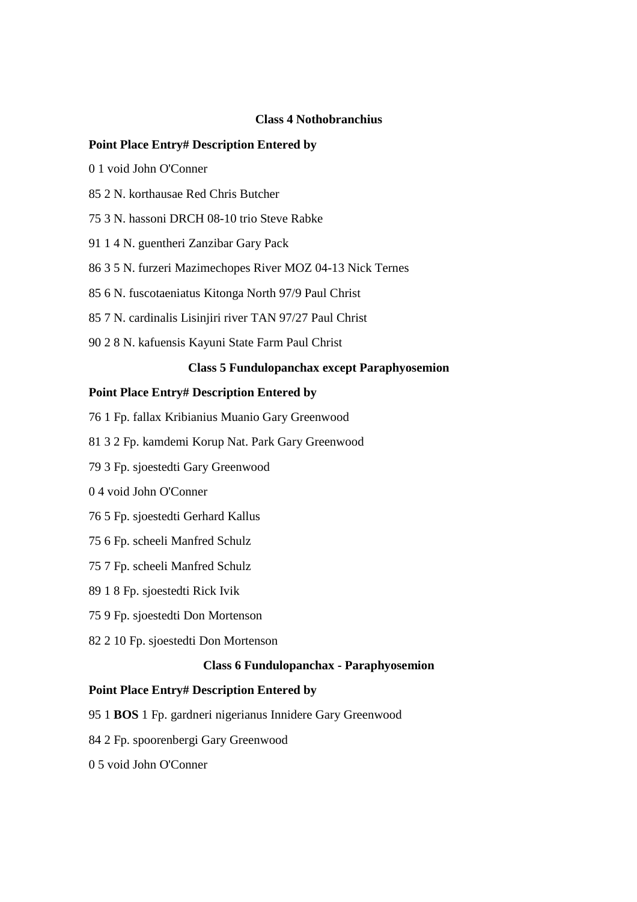**Class 4 Nothobranchius**

**Point Place Entry# Description Entered by**

0 1 void John O'Conner

85 2 N. korthausae Red Chris Butcher

75 3 N. hassoni DRCH 08-10 trio Steve Rabke

91 1 4 N. guentheri Zanzibar Gary Pack

86 3 5 N. furzeri Mazimechopes River MOZ 04-13 Nick Ternes

85 6 N. fuscotaeniatus Kitonga North 97/9 Paul Christ

85 7 N. cardinalis Lisinjiri river TAN 97/27 Paul Christ

90 2 8 N. kafuensis Kayuni State Farm Paul Christ

**Class 5 Fundulopanchax except Paraphyosemion**

**Point Place Entry# Description Entered by**

76 1 Fp. fallax Kribianius Muanio Gary Greenwood

81 3 2 Fp. kamdemi Korup Nat. Park Gary Greenwood

79 3 Fp. sjoestedti Gary Greenwood

0 4 void John O'Conner

76 5 Fp. sjoestedti Gerhard Kallus

75 6 Fp. scheeli Manfred Schulz

75 7 Fp. scheeli Manfred Schulz

89 1 8 Fp. sjoestedti Rick Ivik

75 9 Fp. sjoestedti Don Mortenson

82 2 10 Fp. sjoestedti Don Mortenson

**Class 6 Fundulopanchax - Paraphyosemion**

**Point Place Entry# Description Entered by**

95 1 **BOS** 1 Fp. gardneri nigerianus Innidere Gary Greenwood

84 2 Fp. spoorenbergi Gary Greenwood

0 5 void John O'Conner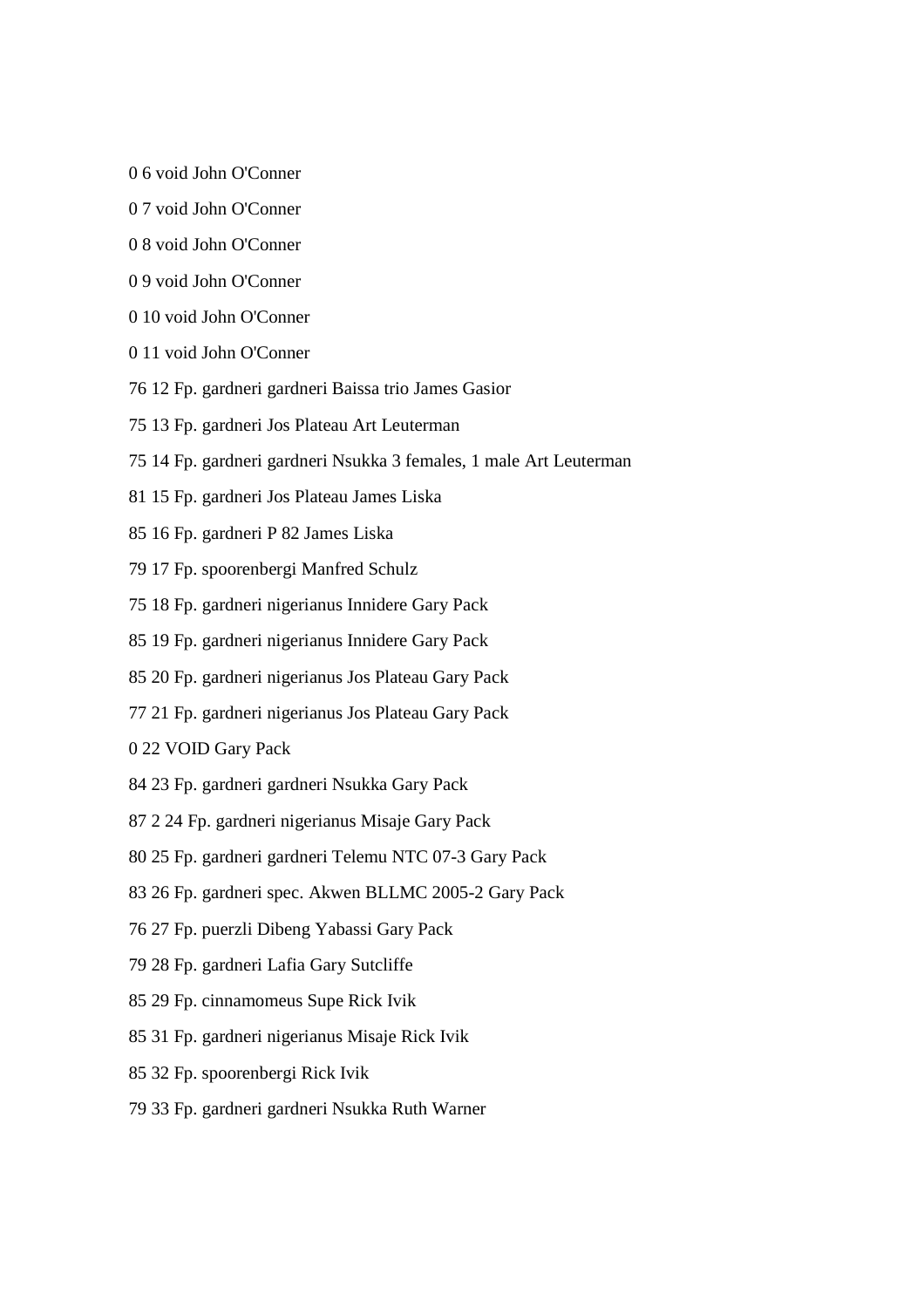0 6 void John O'Conner

0 7 void John O'Conner

0 8 void John O'Conner

0 9 void John O'Conner

0 10 void John O'Conner

0 11 void John O'Conner

76 12 Fp. gardneri gardneri Baissa trio James Gasior

75 13 Fp. gardneri Jos Plateau Art Leuterman

75 14 Fp. gardneri gardneri Nsukka 3 females, 1 male Art Leuterman

81 15 Fp. gardneri Jos Plateau James Liska

85 16 Fp. gardneri P 82 James Liska

79 17 Fp. spoorenbergi Manfred Schulz

75 18 Fp. gardneri nigerianus Innidere Gary Pack

85 19 Fp. gardneri nigerianus Innidere Gary Pack

85 20 Fp. gardneri nigerianus Jos Plateau Gary Pack

77 21 Fp. gardneri nigerianus Jos Plateau Gary Pack

0 22 VOID Gary Pack

84 23 Fp. gardneri gardneri Nsukka Gary Pack

87 2 24 Fp. gardneri nigerianus Misaje Gary Pack

80 25 Fp. gardneri gardneri Telemu NTC 07-3 Gary Pack

83 26 Fp. gardneri spec. Akwen BLLMC 2005-2 Gary Pack

76 27 Fp. puerzli Dibeng Yabassi Gary Pack

79 28 Fp. gardneri Lafia Gary Sutcliffe

85 29 Fp. cinnamomeus Supe Rick Ivik

85 31 Fp. gardneri nigerianus Misaje Rick Ivik

85 32 Fp. spoorenbergi Rick Ivik

79 33 Fp. gardneri gardneri Nsukka Ruth Warner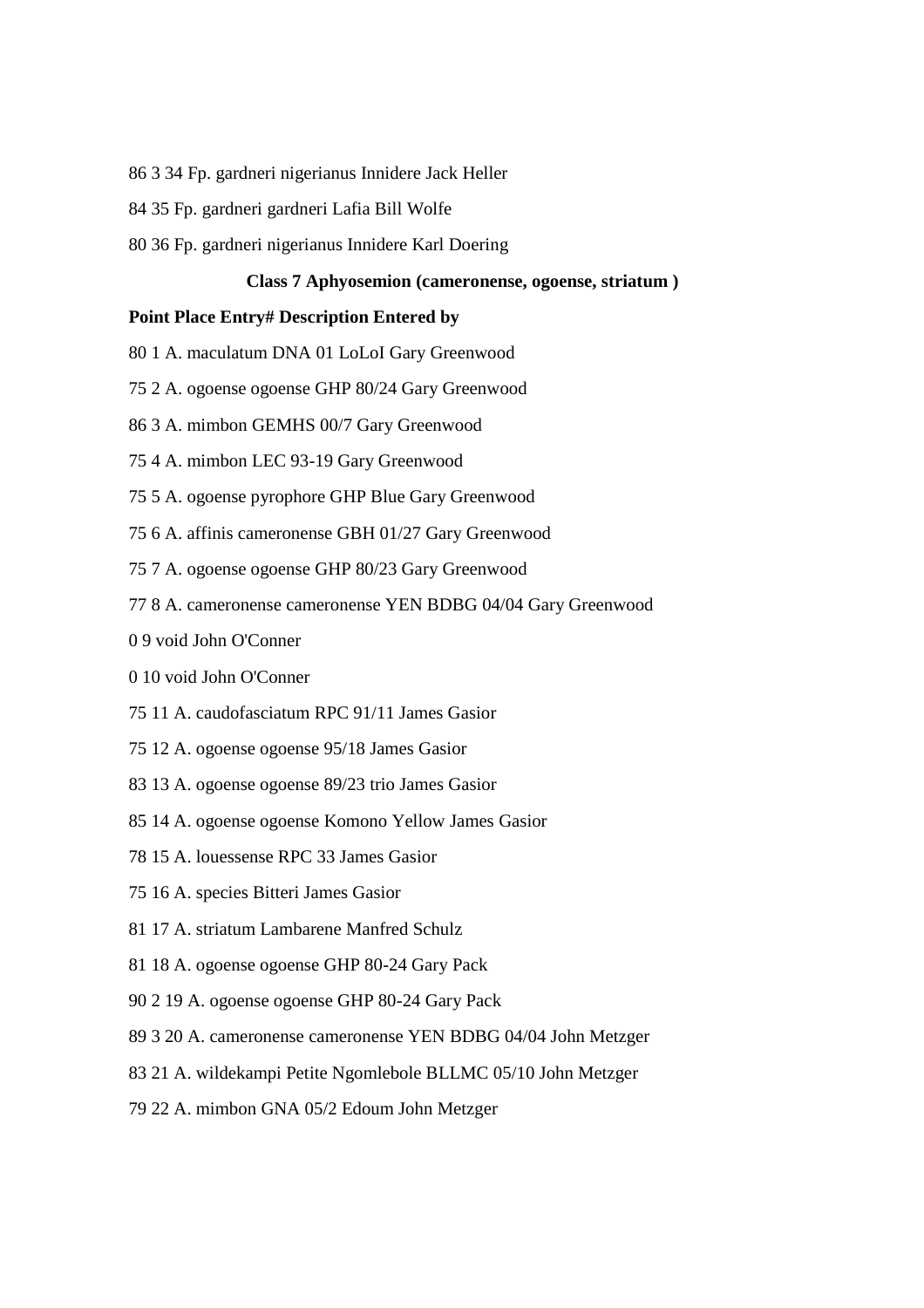86 3 34 Fp. gardneri nigerianus Innidere Jack Heller

84 35 Fp. gardneri gardneri Lafia Bill Wolfe

80 36 Fp. gardneri nigerianus Innidere Karl Doering

**Class 7 Aphyosemion (cameronense, ogoense, striatum )**

**Point Place Entry# Description Entered by**

80 1 A. maculatum DNA 01 LoLoI Gary Greenwood

75 2 A. ogoense ogoense GHP 80/24 Gary Greenwood

86 3 A. mimbon GEMHS 00/7 Gary Greenwood

75 4 A. mimbon LEC 93-19 Gary Greenwood

75 5 A. ogoense pyrophore GHP Blue Gary Greenwood

75 6 A. affinis cameronense GBH 01/27 Gary Greenwood

75 7 A. ogoense ogoense GHP 80/23 Gary Greenwood

77 8 A. cameronense cameronense YEN BDBG 04/04 Gary Greenwood

0 9 void John O'Conner

0 10 void John O'Conner

75 11 A. caudofasciatum RPC 91/11 James Gasior

75 12 A. ogoense ogoense 95/18 James Gasior

83 13 A. ogoense ogoense 89/23 trio James Gasior

85 14 A. ogoense ogoense Komono Yellow James Gasior

78 15 A. louessense RPC 33 James Gasior

75 16 A. species Bitteri James Gasior

81 17 A. striatum Lambarene Manfred Schulz

81 18 A. ogoense ogoense GHP 80-24 Gary Pack

90 2 19 A. ogoense ogoense GHP 80-24 Gary Pack

89 3 20 A. cameronense cameronense YEN BDBG 04/04 John Metzger

83 21 A. wildekampi Petite Ngomlebole BLLMC 05/10 John Metzger

79 22 A. mimbon GNA 05/2 Edoum John Metzger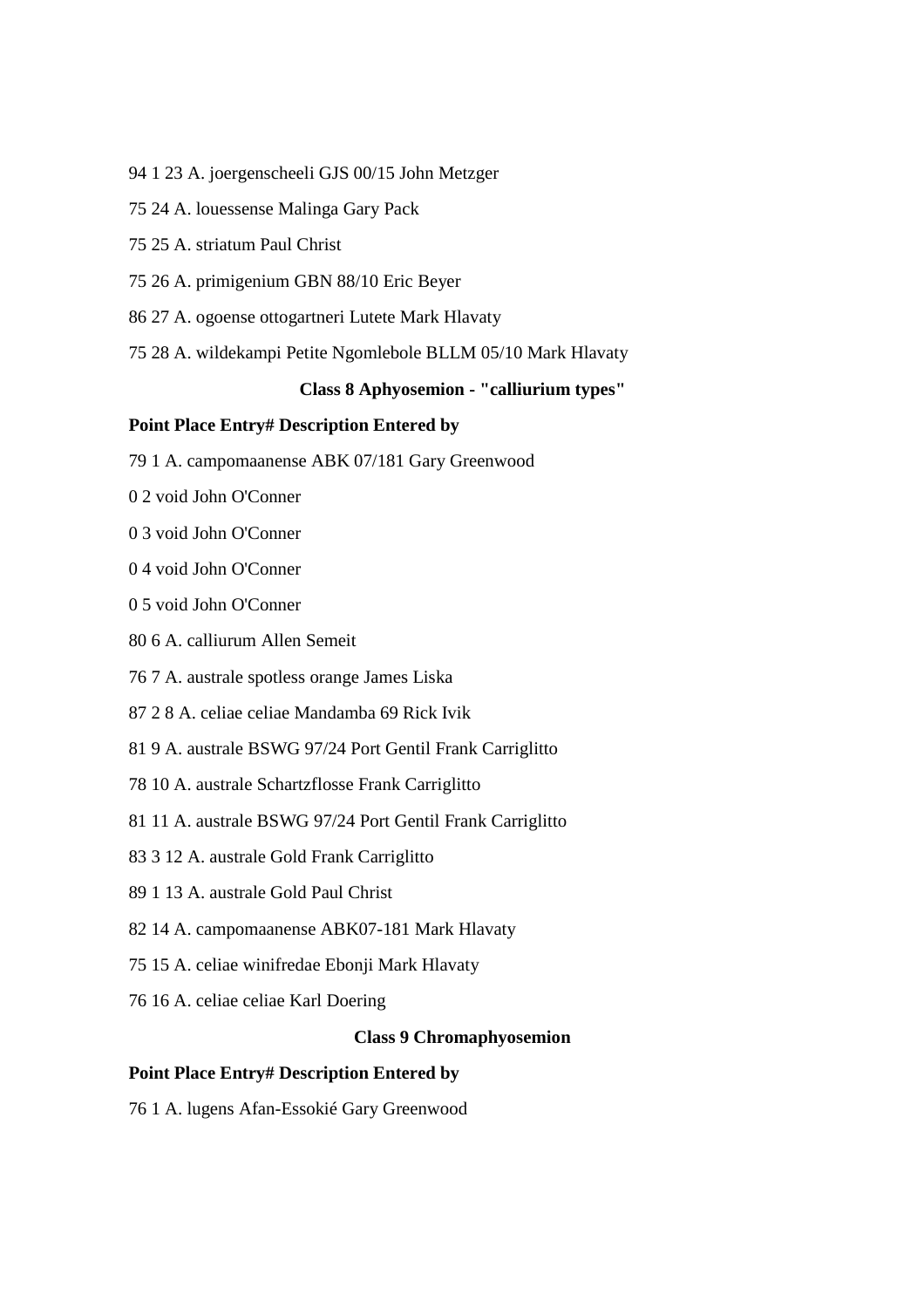94 1 23 A. joergenscheeli GJS 00/15 John Metzger

75 24 A. louessense Malinga Gary Pack

75 25 A. striatum Paul Christ

75 26 A. primigenium GBN 88/10 Eric Beyer

86 27 A. ogoense ottogartneri Lutete Mark Hlavaty

75 28 A. wildekampi Petite Ngomlebole BLLM 05/10 Mark Hlavaty

**Class 8 Aphyosemion - "calliurium types"**

**Point Place Entry# Description Entered by**

79 1 A. campomaanense ABK 07/181 Gary Greenwood

0 2 void John O'Conner

0 3 void John O'Conner

0 4 void John O'Conner

0 5 void John O'Conner

80 6 A. calliurum Allen Semeit

76 7 A. australe spotless orange James Liska

87 2 8 A. celiae celiae Mandamba 69 Rick Ivik

81 9 A. australe BSWG 97/24 Port Gentil Frank Carriglitto

78 10 A. australe Schartzflosse Frank Carriglitto

81 11 A. australe BSWG 97/24 Port Gentil Frank Carriglitto

83 3 12 A. australe Gold Frank Carriglitto

89 1 13 A. australe Gold Paul Christ

82 14 A. campomaanense ABK07-181 Mark Hlavaty

75 15 A. celiae winifredae Ebonji Mark Hlavaty

76 16 A. celiae celiae Karl Doering

**Class 9 Chromaphyosemion**

**Point Place Entry# Description Entered by**

76 1 A. lugens Afan-Essokié Gary Greenwood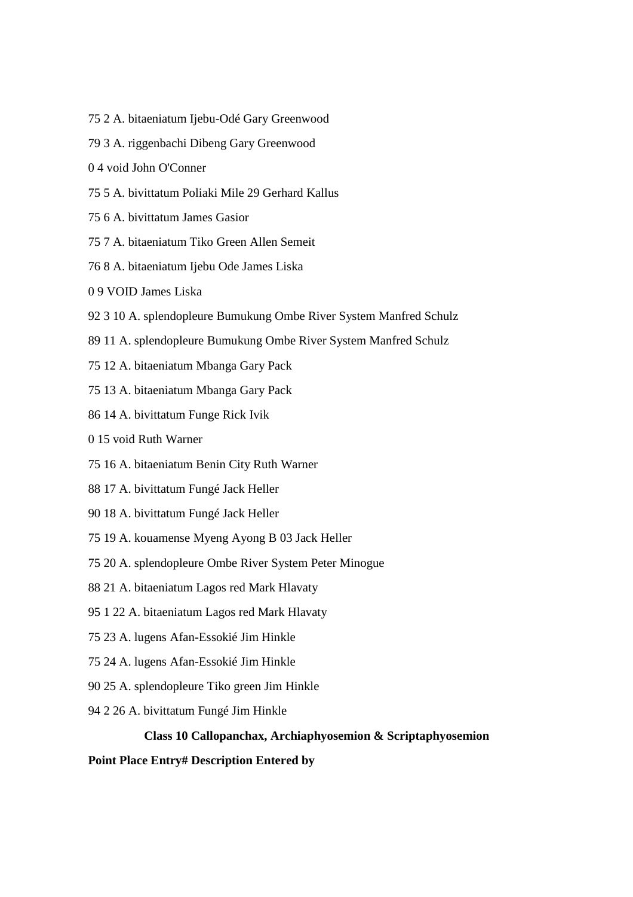75 2 A. bitaeniatum Ijebu-Odé Gary Greenwood

79 3 A. riggenbachi Dibeng Gary Greenwood

0 4 void John O'Conner

75 5 A. bivittatum Poliaki Mile 29 Gerhard Kallus

75 6 A. bivittatum James Gasior

75 7 A. bitaeniatum Tiko Green Allen Semeit

76 8 A. bitaeniatum Ijebu Ode James Liska

0 9 VOID James Liska

92 3 10 A. splendopleure Bumukung Ombe River System Manfred Schulz

89 11 A. splendopleure Bumukung Ombe River System Manfred Schulz

75 12 A. bitaeniatum Mbanga Gary Pack

75 13 A. bitaeniatum Mbanga Gary Pack

86 14 A. bivittatum Funge Rick Ivik

0 15 void Ruth Warner

75 16 A. bitaeniatum Benin City Ruth Warner

88 17 A. bivittatum Fungé Jack Heller

90 18 A. bivittatum Fungé Jack Heller

75 19 A. kouamense Myeng Ayong B 03 Jack Heller

75 20 A. splendopleure Ombe River System Peter Minogue

88 21 A. bitaeniatum Lagos red Mark Hlavaty

95 1 22 A. bitaeniatum Lagos red Mark Hlavaty

75 23 A. lugens Afan-Essokié Jim Hinkle

75 24 A. lugens Afan-Essokié Jim Hinkle

90 25 A. splendopleure Tiko green Jim Hinkle

94 2 26 A. bivittatum Fungé Jim Hinkle

**Class 10 Callopanchax, Archiaphyosemion & Scriptaphyosemion**

**Point Place Entry# Description Entered by**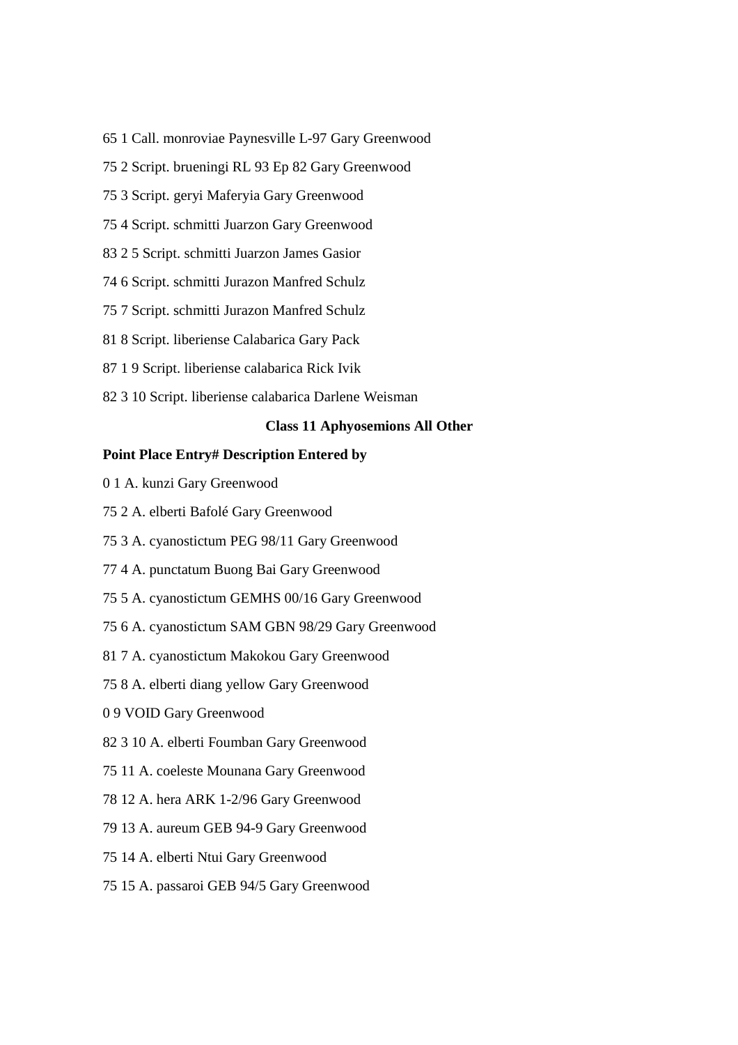65 1 Call. monroviae Paynesville L-97 Gary Greenwood

75 2 Script. brueningi RL 93 Ep 82 Gary Greenwood

75 3 Script. geryi Maferyia Gary Greenwood

75 4 Script. schmitti Juarzon Gary Greenwood

83 2 5 Script. schmitti Juarzon James Gasior

74 6 Script. schmitti Jurazon Manfred Schulz

75 7 Script. schmitti Jurazon Manfred Schulz

81 8 Script. liberiense Calabarica Gary Pack

87 1 9 Script. liberiense calabarica Rick Ivik

82 3 10 Script. liberiense calabarica Darlene Weisman

**Class 11 Aphyosemions All Other**

**Point Place Entry# Description Entered by**

0 1 A. kunzi Gary Greenwood

75 2 A. elberti Bafolé Gary Greenwood

75 3 A. cyanostictum PEG 98/11 Gary Greenwood

77 4 A. punctatum Buong Bai Gary Greenwood

75 5 A. cyanostictum GEMHS 00/16 Gary Greenwood

75 6 A. cyanostictum SAM GBN 98/29 Gary Greenwood

81 7 A. cyanostictum Makokou Gary Greenwood

75 8 A. elberti diang yellow Gary Greenwood

0 9 VOID Gary Greenwood

82 3 10 A. elberti Foumban Gary Greenwood

75 11 A. coeleste Mounana Gary Greenwood

78 12 A. hera ARK 1-2/96 Gary Greenwood

79 13 A. aureum GEB 94-9 Gary Greenwood

75 14 A. elberti Ntui Gary Greenwood

75 15 A. passaroi GEB 94/5 Gary Greenwood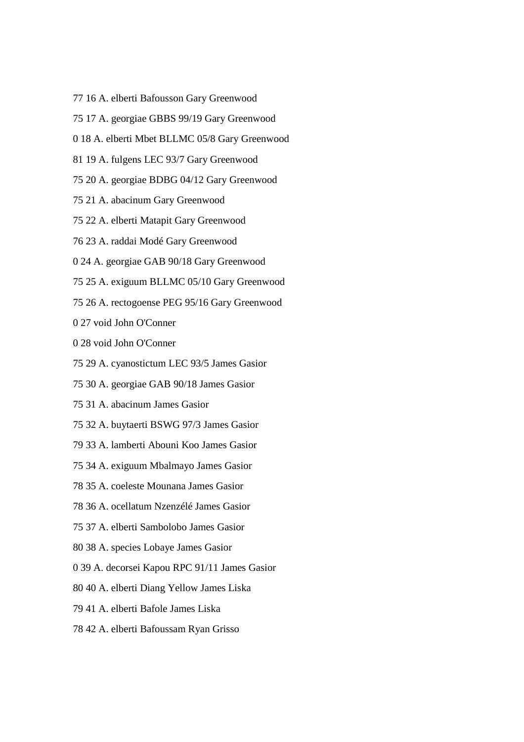77 16 A. elberti Bafousson Gary Greenwood

75 17 A. georgiae GBBS 99/19 Gary Greenwood

0 18 A. elberti Mbet BLLMC 05/8 Gary Greenwood

81 19 A. fulgens LEC 93/7 Gary Greenwood

75 20 A. georgiae BDBG 04/12 Gary Greenwood

75 21 A. abacinum Gary Greenwood

75 22 A. elberti Matapit Gary Greenwood

76 23 A. raddai Modé Gary Greenwood

0 24 A. georgiae GAB 90/18 Gary Greenwood

75 25 A. exiguum BLLMC 05/10 Gary Greenwood

75 26 A. rectogoense PEG 95/16 Gary Greenwood

0 27 void John O'Conner

0 28 void John O'Conner

75 29 A. cyanostictum LEC 93/5 James Gasior

75 30 A. georgiae GAB 90/18 James Gasior

75 31 A. abacinum James Gasior

75 32 A. buytaerti BSWG 97/3 James Gasior

79 33 A. lamberti Abouni Koo James Gasior

75 34 A. exiguum Mbalmayo James Gasior

78 35 A. coeleste Mounana James Gasior

78 36 A. ocellatum Nzenzélé James Gasior

75 37 A. elberti Sambolobo James Gasior

80 38 A. species Lobaye James Gasior

0 39 A. decorsei Kapou RPC 91/11 James Gasior

80 40 A. elberti Diang Yellow James Liska

79 41 A. elberti Bafole James Liska

78 42 A. elberti Bafoussam Ryan Grisso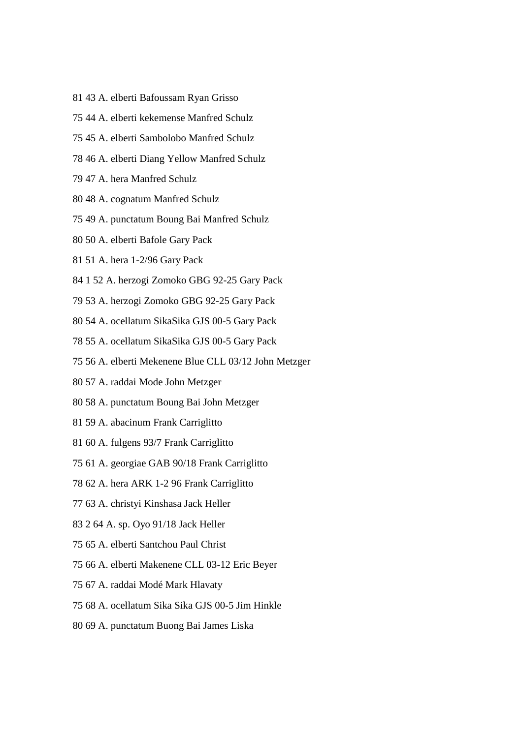81 43 A. elberti Bafoussam Ryan Grisso

75 44 A. elberti kekemense Manfred Schulz

75 45 A. elberti Sambolobo Manfred Schulz

78 46 A. elberti Diang Yellow Manfred Schulz

79 47 A. hera Manfred Schulz

80 48 A. cognatum Manfred Schulz

75 49 A. punctatum Boung Bai Manfred Schulz

80 50 A. elberti Bafole Gary Pack

81 51 A. hera 1-2/96 Gary Pack

84 1 52 A. herzogi Zomoko GBG 92-25 Gary Pack

79 53 A. herzogi Zomoko GBG 92-25 Gary Pack

80 54 A. ocellatum SikaSika GJS 00-5 Gary Pack

78 55 A. ocellatum SikaSika GJS 00-5 Gary Pack

75 56 A. elberti Mekenene Blue CLL 03/12 John Metzger

80 57 A. raddai Mode John Metzger

80 58 A. punctatum Boung Bai John Metzger

81 59 A. abacinum Frank Carriglitto

81 60 A. fulgens 93/7 Frank Carriglitto

75 61 A. georgiae GAB 90/18 Frank Carriglitto

78 62 A. hera ARK 1-2 96 Frank Carriglitto

77 63 A. christyi Kinshasa Jack Heller

83 2 64 A. sp. Oyo 91/18 Jack Heller

75 65 A. elberti Santchou Paul Christ

75 66 A. elberti Makenene CLL 03-12 Eric Beyer

75 67 A. raddai Modé Mark Hlavaty

75 68 A. ocellatum Sika Sika GJS 00-5 Jim Hinkle

80 69 A. punctatum Buong Bai James Liska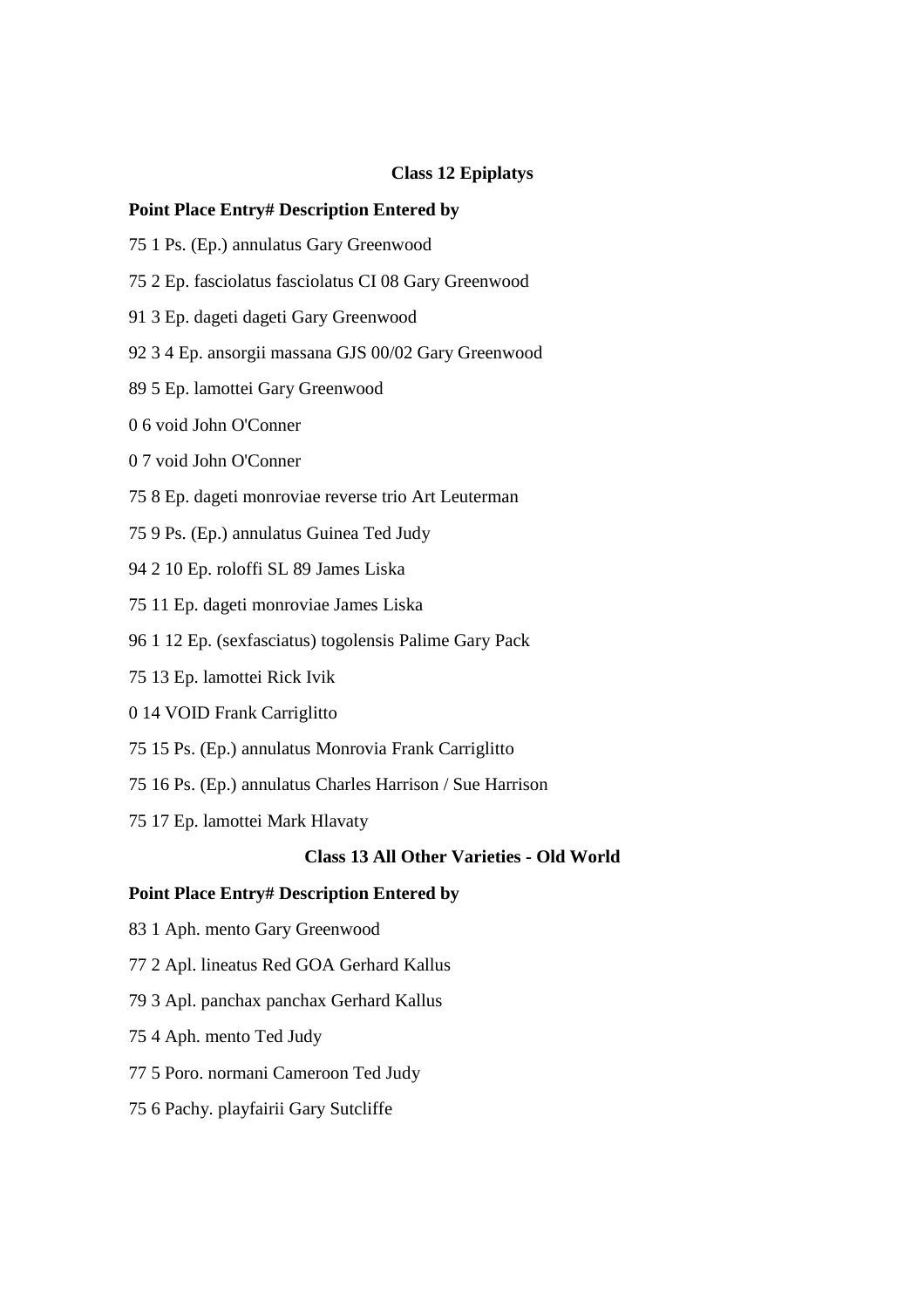**Class 12 Epiplatys**

**Point Place Entry# Description Entered by**

75 1 Ps. (Ep.) annulatus Gary Greenwood

75 2 Ep. fasciolatus fasciolatus CI 08 Gary Greenwood

91 3 Ep. dageti dageti Gary Greenwood

92 3 4 Ep. ansorgii massana GJS 00/02 Gary Greenwood

89 5 Ep. lamottei Gary Greenwood

0 6 void John O'Conner

0 7 void John O'Conner

75 8 Ep. dageti monroviae reverse trio Art Leuterman

75 9 Ps. (Ep.) annulatus Guinea Ted Judy

94 2 10 Ep. roloffi SL 89 James Liska

75 11 Ep. dageti monroviae James Liska

96 1 12 Ep. (sexfasciatus) togolensis Palime Gary Pack

75 13 Ep. lamottei Rick Ivik

0 14 VOID Frank Carriglitto

75 15 Ps. (Ep.) annulatus Monrovia Frank Carriglitto

75 16 Ps. (Ep.) annulatus Charles Harrison / Sue Harrison

75 17 Ep. lamottei Mark Hlavaty

**Class 13 All Other Varieties - Old World**

**Point Place Entry# Description Entered by**

83 1 Aph. mento Gary Greenwood

77 2 Apl. lineatus Red GOA Gerhard Kallus

79 3 Apl. panchax panchax Gerhard Kallus

75 4 Aph. mento Ted Judy

77 5 Poro. normani Cameroon Ted Judy

75 6 Pachy. playfairii Gary Sutcliffe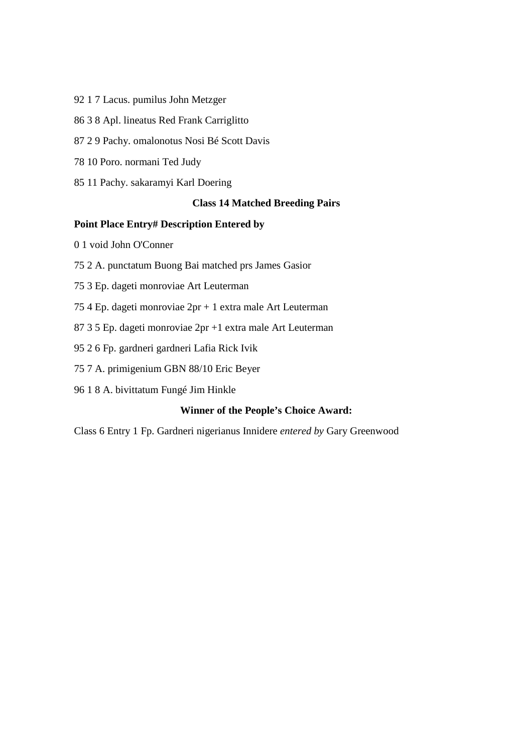92 1 7 Lacus. pumilus John Metzger

86 3 8 Apl. lineatus Red Frank Carriglitto

87 2 9 Pachy. omalonotus Nosi Bé Scott Davis

78 10 Poro. normani Ted Judy

85 11 Pachy. sakaramyi Karl Doering

**Class 14 Matched Breeding Pairs**

**Point Place Entry# Description Entered by**

0 1 void John O'Conner

75 2 A. punctatum Buong Bai matched prs James Gasior

75 3 Ep. dageti monroviae Art Leuterman

75 4 Ep. dageti monroviae 2pr + 1 extra male Art Leuterman

87 3 5 Ep. dageti monroviae 2pr +1 extra male Art Leuterman

95 2 6 Fp. gardneri gardneri Lafia Rick Ivik

75 7 A. primigenium GBN 88/10 Eric Beyer

96 1 8 A. bivittatum Fungé Jim Hinkle

**Winner of the People's Choice Award:**

Class 6 Entry 1 Fp. Gardneri nigerianus Innidere *entered by* Gary Greenwood